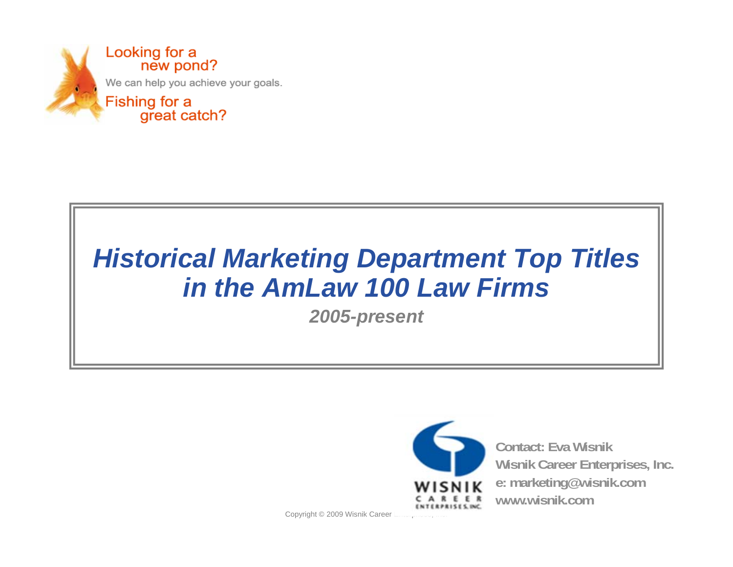Looking for a new pond?

We can help you achieve your goals.

Fishing for a great catch?

# *Historical Marketing Department Top Titles in the AmLaw 100 Law Firms*

***2005-present***

**Contact: Eva Wisnik**
**Wisnik Career Enterprises, Inc.**
**e: marketing@wisnik.com**
**www.wisnik.com**

Copyright © 2009 Wisnik Career Enterprises, Inc.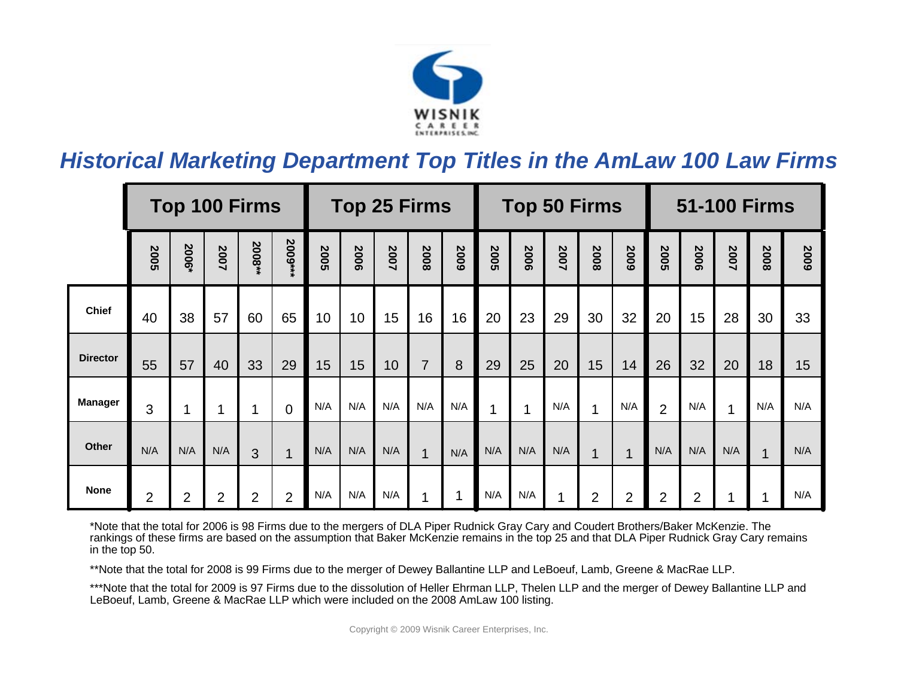## *Historical Marketing Department Top Titles in the AmLaw 100 Law Firms*

| | Top 100 Firms | | | | | Top 25 Firms | | | | | Top 50 Firms | | | | | 51-100 Firms | | | | |
|---|---|---|---|---|---|---|---|---|---|---|---|---|---|---|---|---|---|---|---|---|
| | 2005 | 2006* | 2007 | 2008** | 2009*** | 2005 | 2006 | 2007 | 2008 | 2009 | 2005 | 2006 | 2007 | 2008 | 2009 | 2005 | 2006 | 2007 | 2008 | 2009 |
| **Chief** | 40 | 38 | 57 | 60 | 65 | 10 | 10 | 15 | 16 | 16 | 20 | 23 | 29 | 30 | 32 | 20 | 15 | 28 | 30 | 33 |
| **Director** | 55 | 57 | 40 | 33 | 29 | 15 | 15 | 10 | 7 | 8 | 29 | 25 | 20 | 15 | 14 | 26 | 32 | 20 | 18 | 15 |
| **Manager** | 3 | 1 | 1 | 1 | 0 | N/A | N/A | N/A | N/A | N/A | 1 | 1 | N/A | 1 | N/A | 2 | N/A | 1 | N/A | N/A |
| **Other** | N/A | N/A | N/A | 3 | 1 | N/A | N/A | N/A | 1 | N/A | N/A | N/A | N/A | 1 | 1 | N/A | N/A | N/A | 1 | N/A |
| **None** | 2 | 2 | 2 | 2 | 2 | N/A | N/A | N/A | 1 | 1 | N/A | N/A | 1 | 2 | 2 | 2 | 2 | 1 | 1 | N/A |

*Note that the total for 2006 is 98 Firms due to the mergers of DLA Piper Rudnick Gray Cary and Coudert Brothers/Baker McKenzie. The rankings of these firms are based on the assumption that Baker McKenzie remains in the top 25 and that DLA Piper Rudnick Gray Cary remains in the top 50.

**Note that the total for 2008 is 99 Firms due to the merger of Dewey Ballantine LLP and LeBoeuf, Lamb, Greene & MacRae LLP.

***Note that the total for 2009 is 97 Firms due to the dissolution of Heller Ehrman LLP, Thelen LLP and the merger of Dewey Ballantine LLP and LeBoeuf, Lamb, Greene & MacRae LLP which were included on the 2008 AmLaw 100 listing.

Copyright © 2009 Wisnik Career Enterprises, Inc.